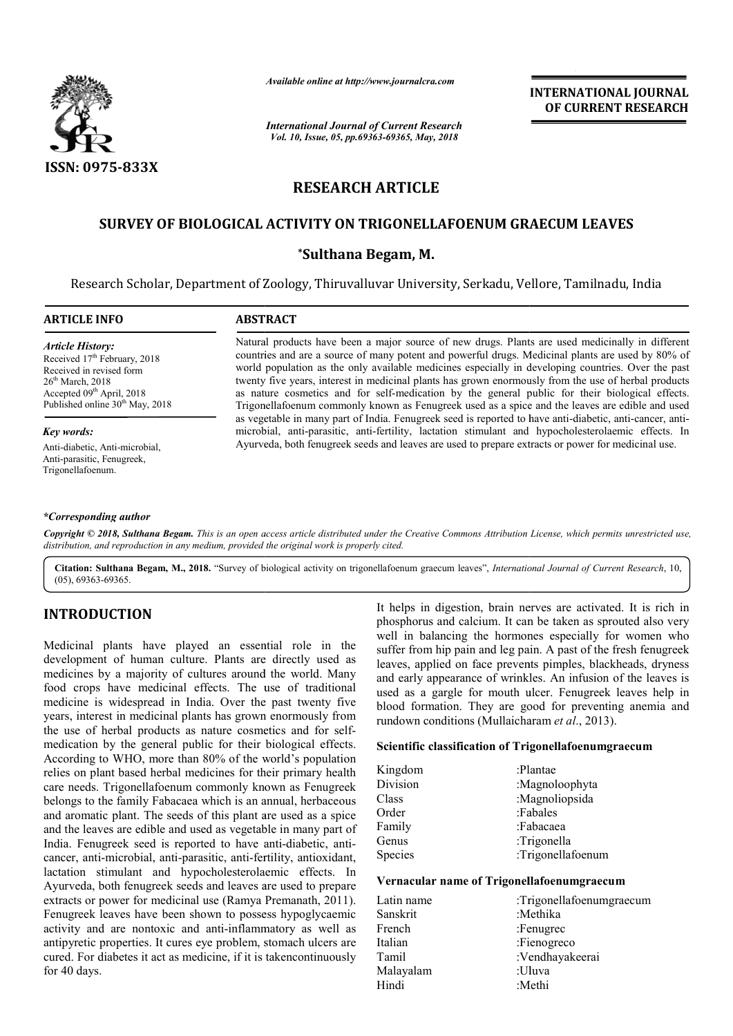**INTERNATIONAL JOURNAL OF CURRENT RESEARCH**

ISSN: 0975-833X

*Available online at http://www.journalcra.com*

*International Journal of Current Research*
*Vol. 10, Issue, 05, pp.69363-69365, May, 2018*

# RESEARCH ARTICLE

## SURVEY OF BIOLOGICAL ACTIVITY ON TRIGONELLAFOENUM GRAECUM LEAVES

**\*Sulthana Begam, M.**

Research Scholar, Department of Zoology, Thiruvalluvar University, Serkadu, Vellore, Tamilnadu, India

**ARTICLE INFO**

*Article History:*
Received 17th February, 2018
Received in revised form
26th March, 2018
Accepted 09th April, 2018
Published online 30th May, 2018

*Key words:*
Anti-diabetic, Anti-microbial, Anti-parasitic, Fenugreek, Trigonellafoenum.

**ABSTRACT**

Natural products have been a major source of new drugs. Plants are used medicinally in different countries and are a source of many potent and powerful drugs. Medicinal plants are used by 80% of world population as the only available medicines especially in developing countries. Over the past twenty five years, interest in medicinal plants has grown enormously from the use of herbal products as nature cosmetics and for self-medication by the general public for their biological effects. Trigonellafoenum commonly known as Fenugreek used as a spice and the leaves are edible and used as vegetable in many part of India. Fenugreek seed is reported to have anti-diabetic, anti-cancer, anti-microbial, anti-parasitic, anti-fertility, lactation stimulant and hypocholesterolaemic effects. In Ayurveda, both fenugreek seeds and leaves are used to prepare extracts or power for medicinal use.

*\*Corresponding author*

*Copyright © 2018, Sulthana Begam. This is an open access article distributed under the Creative Commons Attribution License, which permits unrestricted use, distribution, and reproduction in any medium, provided the original work is properly cited.*

**Citation: Sulthana Begam, M., 2018.** "Survey of biological activity on trigonellafoenum graecum leaves", *International Journal of Current Research*, 10, (05), 69363-69365.

## INTRODUCTION

Medicinal plants have played an essential role in the development of human culture. Plants are directly used as medicines by a majority of cultures around the world. Many food crops have medicinal effects. The use of traditional medicine is widespread in India. Over the past twenty five years, interest in medicinal plants has grown enormously from the use of herbal products as nature cosmetics and for self-medication by the general public for their biological effects. According to WHO, more than 80% of the world's population relies on plant based herbal medicines for their primary health care needs. Trigonellafoenum commonly known as Fenugreek belongs to the family Fabacaea which is an annual, herbaceous and aromatic plant. The seeds of this plant are used as a spice and the leaves are edible and used as vegetable in many part of India. Fenugreek seed is reported to have anti-diabetic, anti-cancer, anti-microbial, anti-parasitic, anti-fertility, antioxidant, lactation stimulant and hypocholesterolaemic effects. In Ayurveda, both fenugreek seeds and leaves are used to prepare extracts or power for medicinal use (Ramya Premanath, 2011). Fenugreek leaves have been shown to possess hypoglycaemic activity and are nontoxic and anti-inflammatory as well as antipyretic properties. It cures eye problem, stomach ulcers are cured. For diabetes it act as medicine, if it is takencontinuously for 40 days.

It helps in digestion, brain nerves are activated. It is rich in phosphorus and calcium. It can be taken as sprouted also very well in balancing the hormones especially for women who suffer from hip pain and leg pain. A past of the fresh fenugreek leaves, applied on face prevents pimples, blackheads, dryness and early appearance of wrinkles. An infusion of the leaves is used as a gargle for mouth ulcer. Fenugreek leaves help in blood formation. They are good for preventing anemia and rundown conditions (Mullaicharam *et al*., 2013).

**Scientific classification of Trigonellafoenumgraecum**

| | |
|---|---|
| Kingdom | :Plantae |
| Division | :Magnoloophyta |
| Class | :Magnoliopsida |
| Order | :Fabales |
| Family | :Fabacaea |
| Genus | :Trigonella |
| Species | :Trigonellafoenum |

**Vernacular name of Trigonellafoenumgraecum**

| | |
|---|---|
| Latin name | :Trigonellafoenumgraecum |
| Sanskrit | :Methika |
| French | :Fenugrec |
| Italian | :Fienogreco |
| Tamil | :Vendhayakeerai |
| Malayalam | :Uluva |
| Hindi | :Methi |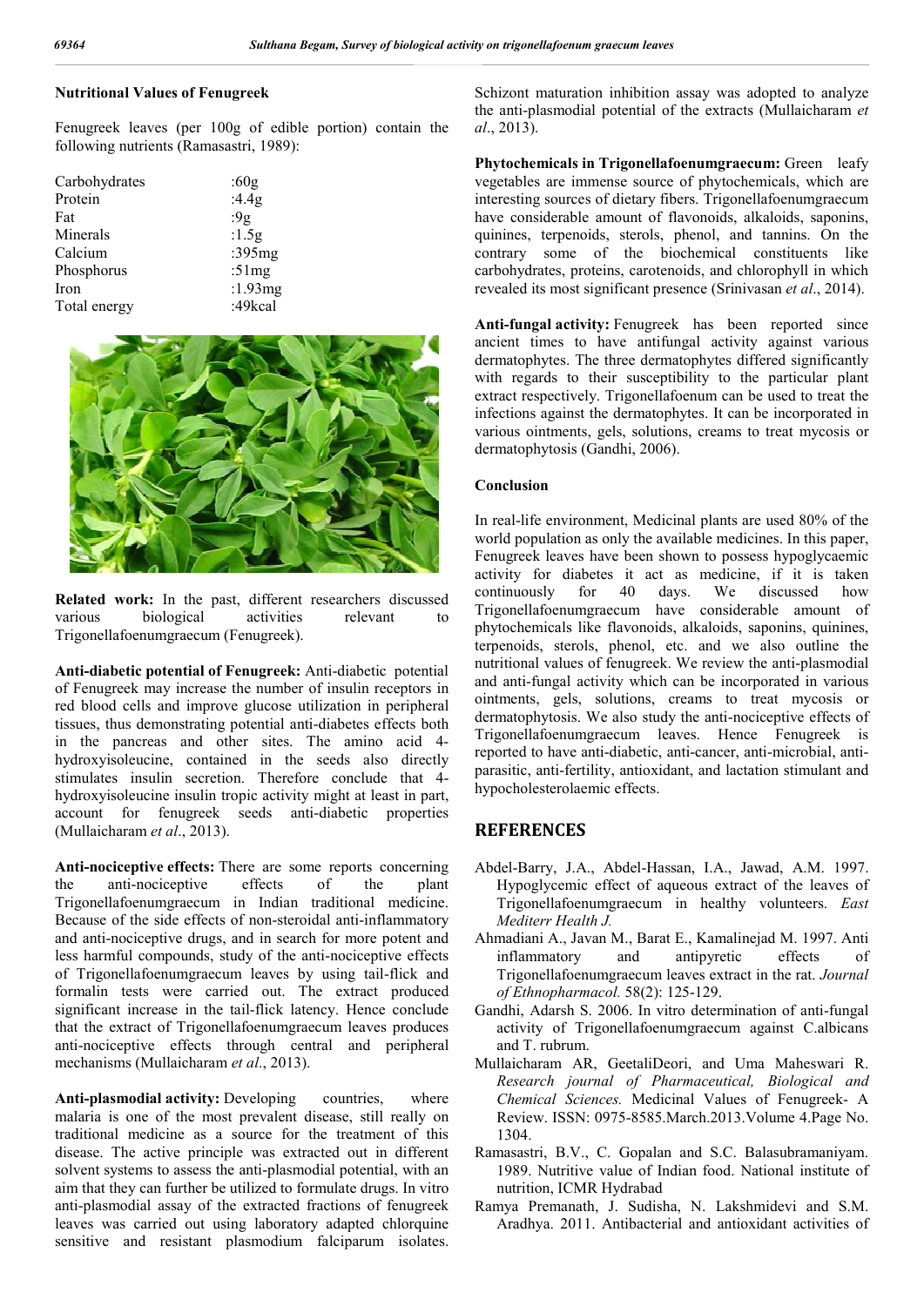**Nutritional Values of Fenugreek**

Fenugreek leaves (per 100g of edible portion) contain the following nutrients (Ramasastri, 1989):

| | |
|---|---|
| Carbohydrates | :60g |
| Protein | :4.4g |
| Fat | :9g |
| Minerals | :1.5g |
| Calcium | :395mg |
| Phosphorus | :51mg |
| Iron | :1.93mg |
| Total energy | :49kcal |

**Related work:** In the past, different researchers discussed various biological activities relevant to Trigonellafoenumgraecum (Fenugreek).

**Anti-diabetic potential of Fenugreek:** Anti-diabetic potential of Fenugreek may increase the number of insulin receptors in red blood cells and improve glucose utilization in peripheral tissues, thus demonstrating potential anti-diabetes effects both in the pancreas and other sites. The amino acid 4-hydroxyisoleucine, contained in the seeds also directly stimulates insulin secretion. Therefore conclude that 4-hydroxyisoleucine insulin tropic activity might at least in part, account for fenugreek seeds anti-diabetic properties (Mullaicharam *et al*., 2013).

**Anti-nociceptive effects:** There are some reports concerning the anti-nociceptive effects of the plant Trigonellafoenumgraecum in Indian traditional medicine. Because of the side effects of non-steroidal anti-inflammatory and anti-nociceptive drugs, and in search for more potent and less harmful compounds, study of the anti-nociceptive effects of Trigonellafoenumgraecum leaves by using tail-flick and formalin tests were carried out. The extract produced significant increase in the tail-flick latency. Hence conclude that the extract of Trigonellafoenumgraecum leaves produces anti-nociceptive effects through central and peripheral mechanisms (Mullaicharam *et al*., 2013).

**Anti-plasmodial activity:** Developing countries, where malaria is one of the most prevalent disease, still really on traditional medicine as a source for the treatment of this disease. The active principle was extracted out in different solvent systems to assess the anti-plasmodial potential, with an aim that they can further be utilized to formulate drugs. In vitro anti-plasmodial assay of the extracted fractions of fenugreek leaves was carried out using laboratory adapted chlorquine sensitive and resistant plasmodium falciparum isolates. Schizont maturation inhibition assay was adopted to analyze the anti-plasmodial potential of the extracts (Mullaicharam *et al*., 2013).

**Phytochemicals in Trigonellafoenumgraecum:** Green leafy vegetables are immense source of phytochemicals, which are interesting sources of dietary fibers. Trigonellafoenumgraecum have considerable amount of flavonoids, alkaloids, saponins, quinines, terpenoids, sterols, phenol, and tannins. On the contrary some of the biochemical constituents like carbohydrates, proteins, carotenoids, and chlorophyll in which revealed its most significant presence (Srinivasan *et al*., 2014).

**Anti-fungal activity:** Fenugreek has been reported since ancient times to have antifungal activity against various dermatophytes. The three dermatophytes differed significantly with regards to their susceptibility to the particular plant extract respectively. Trigonellafoenum can be used to treat the infections against the dermatophytes. It can be incorporated in various ointments, gels, solutions, creams to treat mycosis or dermatophytosis (Gandhi, 2006).

### Conclusion

In real-life environment, Medicinal plants are used 80% of the world population as only the available medicines. In this paper, Fenugreek leaves have been shown to possess hypoglycaemic activity for diabetes it act as medicine, if it is taken continuously for 40 days. We discussed how Trigonellafoenumgraecum have considerable amount of phytochemicals like flavonoids, alkaloids, saponins, quinines, terpenoids, sterols, phenol, etc. and we also outline the nutritional values of fenugreek. We review the anti-plasmodial and anti-fungal activity which can be incorporated in various ointments, gels, solutions, creams to treat mycosis or dermatophytosis. We also study the anti-nociceptive effects of Trigonellafoenumgraecum leaves. Hence Fenugreek is reported to have anti-diabetic, anti-cancer, anti-microbial, anti-parasitic, anti-fertility, antioxidant, and lactation stimulant and hypocholesterolaemic effects.

## REFERENCES

Abdel-Barry, J.A., Abdel-Hassan, I.A., Jawad, A.M. 1997. Hypoglycemic effect of aqueous extract of the leaves of Trigonellafoenumgraecum in healthy volunteers. *East Mediterr Health J.*

Ahmadiani A., Javan M., Barat E., Kamalinejad M. 1997. Anti inflammatory and antipyretic effects of Trigonellafoenumgraecum leaves extract in the rat. *Journal of Ethnopharmacol.* 58(2): 125-129.

Gandhi, Adarsh S. 2006. In vitro determination of anti-fungal activity of Trigonellafoenumgraecum against C.albicans and T. rubrum.

Mullaicharam AR, GeetaliDeori, and Uma Maheswari R. *Research journal of Pharmaceutical, Biological and Chemical Sciences.* Medicinal Values of Fenugreek- A Review. ISSN: 0975-8585.March.2013.Volume 4.Page No. 1304.

Ramasastri, B.V., C. Gopalan and S.C. Balasubramaniyam. 1989. Nutritive value of Indian food. National institute of nutrition, ICMR Hydrabad

Ramya Premanath, J. Sudisha, N. Lakshmidevi and S.M. Aradhya. 2011. Antibacterial and antioxidant activities of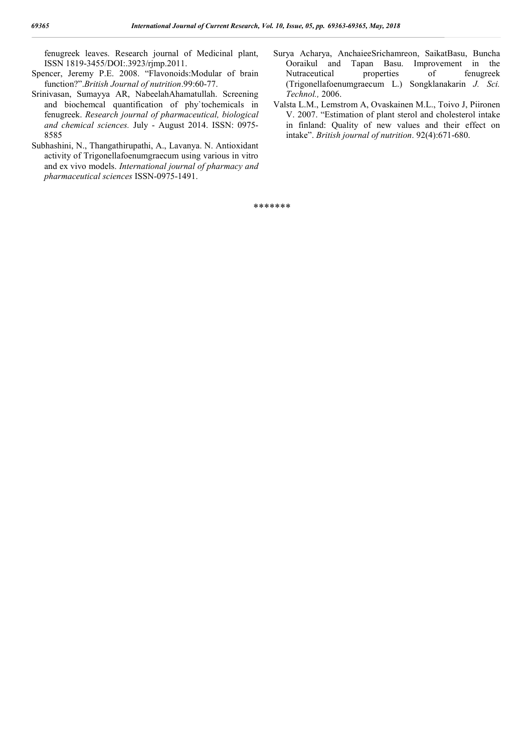fenugreek leaves. Research journal of Medicinal plant, ISSN 1819-3455/DOI:.3923/rjmp.2011.

Spencer, Jeremy P.E. 2008. “Flavonoids:Modular of brain function?”.*British Journal of nutrition*.99:60-77.

Srinivasan, Sumayya AR, NabeelahAhamatullah. Screening and biochemcal quantification of phy`tochemicals in fenugreek. *Research journal of pharmaceutical, biological and chemical sciences.* July - August 2014. ISSN: 0975-8585

Subhashini, N., Thangathirupathi, A., Lavanya. N. Antioxidant activity of Trigonellafoenumgraecum using various in vitro and ex vivo models. *International journal of pharmacy and pharmaceutical sciences* ISSN-0975-1491.

Surya Acharya, AnchaieeSrichamreon, SaikatBasu, Buncha Ooraikul and Tapan Basu. Improvement in the Nutraceutical properties of fenugreek (Trigonellafoenumgraecum L.) Songklanakarin *J. Sci. Technol.,* 2006.

Valsta L.M., Lemstrom A, Ovaskainen M.L., Toivo J, Piironen V. 2007. “Estimation of plant sterol and cholesterol intake in finland: Quality of new values and their effect on intake”. *British journal of nutrition*. 92(4):671-680.

\*\*\*\*\*\*\*